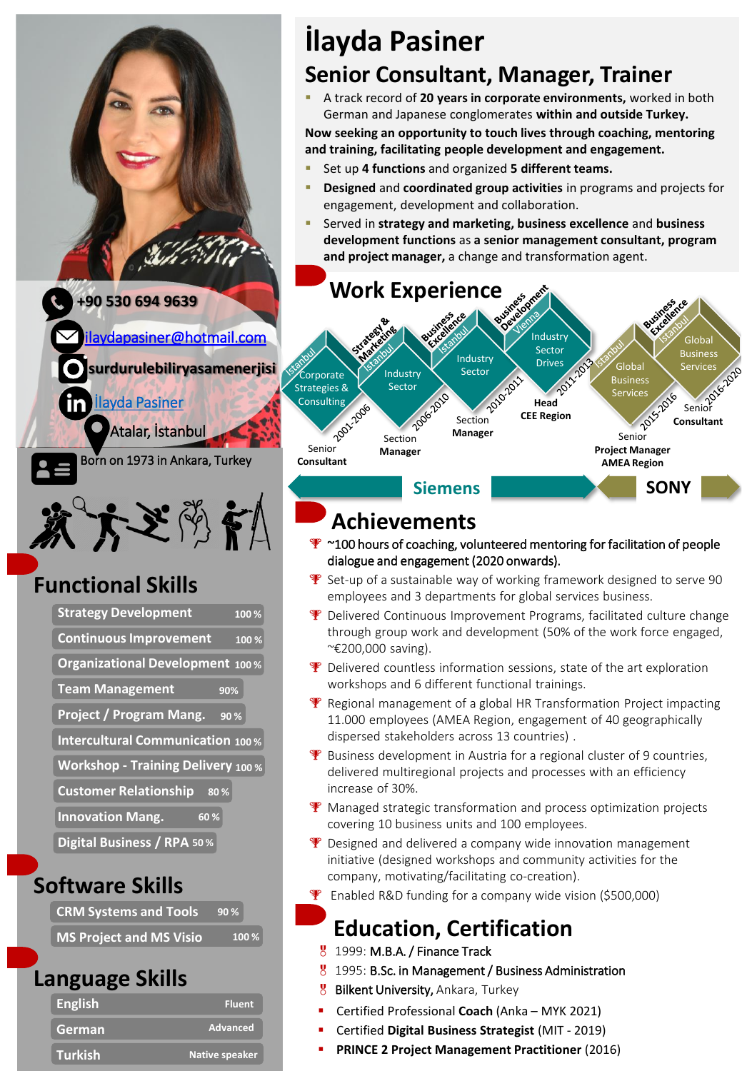# İlayda Pasiner

## Senior Consultant, Manager, Trainer

- A track record of **20 years in corporate environments,** worked in both German and Japanese conglomerates **within and outside Turkey.**

**Now seeking an opportunity to touch lives through coaching, mentoring and training, facilitating people development and engagement.**

- Set up **4 functions** and organized **5 different teams.**
- **Designed** and **coordinated group activities** in programs and projects for engagement, development and collaboration.
- Served in **strategy and marketing, business excellence** and **business development functions** as **a senior management consultant, program and project manager,** a change and transformation agent.

+90 530 694 9639

ilaydapasiner@hotmail.com

surdurulebiliryasamenerjisi

İlayda Pasiner

Atalar, İstanbul

Born on 1973 in Ankara, Turkey

## Work Experience

**Siemens**

- 2001-2006 — Istanbul — Corporate Strategies & Consulting — Senior **Consultant**
- 2006-2010 — Strategy & Marketing, Istanbul — Industry Sector — Section **Manager**
- 2010-2011 — Business Excellence, Istanbul — Industry Sector — Section **Manager**
- 2011-2013 — Business Development, Vienna — Industry Sector Drives — **Head CEE Region**

**SONY**

- 2015-2016 — Istanbul — Global Business Services — Senior **Project Manager AMEA Region**
- 2016-2020 — Business Excellence, Istanbul — Global Business Services — Senior **Consultant**

## Functional Skills

| Skill | Level |
|---|---|
| Strategy Development | 100 % |
| Continuous Improvement | 100 % |
| Organizational Development | 100 % |
| Team Management | 90% |
| Project / Program Mang. | 90 % |
| Intercultural Communication | 100 % |
| Workshop - Training Delivery | 100 % |
| Customer Relationship | 80 % |
| Innovation Mang. | 60 % |
| Digital Business / RPA | 50 % |

## Software Skills

| Skill | Level |
|---|---|
| CRM Systems and Tools | 90 % |
| MS Project and MS Visio | 100 % |

## Language Skills

| Language | Level |
|---|---|
| English | Fluent |
| German | Advanced |
| Turkish | Native speaker |

## Achievements

- ~100 hours of coaching, volunteered mentoring for facilitation of people dialogue and engagement (2020 onwards).
- Set-up of a sustainable way of working framework designed to serve 90 employees and 3 departments for global services business.
- Delivered Continuous Improvement Programs, facilitated culture change through group work and development (50% of the work force engaged, ~€200,000 saving).
- Delivered countless information sessions, state of the art exploration workshops and 6 different functional trainings.
- Regional management of a global HR Transformation Project impacting 11.000 employees (AMEA Region, engagement of 40 geographically dispersed stakeholders across 13 countries) .
- Business development in Austria for a regional cluster of 9 countries, delivered multiregional projects and processes with an efficiency increase of 30%.
- Managed strategic transformation and process optimization projects covering 10 business units and 100 employees.
- Designed and delivered a company wide innovation management initiative (designed workshops and community activities for the company, motivating/facilitating co-creation).
- Enabled R&D funding for a company wide vision ($500,000)

## Education, Certification

- 1999: M.B.A. / Finance Track
- 1995: B.Sc. in Management / Business Administration
- Bilkent University, Ankara, Turkey

- Certified Professional **Coach** (Anka – MYK 2021)
- Certified **Digital Business Strategist** (MIT - 2019)
- **PRINCE 2 Project Management Practitioner** (2016)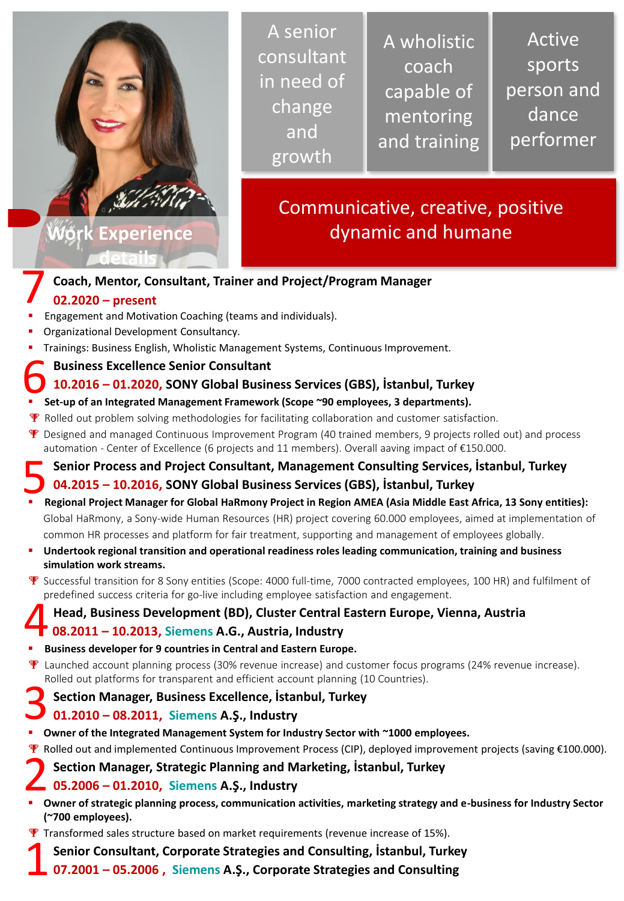A senior consultant in need of change and growth

A wholistic coach capable of mentoring and training

Active sports person and dance performer

Communicative, creative, positive dynamic and humane

## Work Experience details

### 7 Coach, Mentor, Consultant, Trainer and Project/Program Manager
**02.2020 – present**

- Engagement and Motivation Coaching (teams and individuals).
- Organizational Development Consultancy.
- Trainings: Business English, Wholistic Management Systems, Continuous Improvement.

### 6 Business Excellence Senior Consultant
**10.2016 – 01.2020, SONY Global Business Services (GBS), İstanbul, Turkey**

- **Set-up of an Integrated Management Framework (Scope ~90 employees, 3 departments).**
- Rolled out problem solving methodologies for facilitating collaboration and customer satisfaction.
- Designed and managed Continuous Improvement Program (40 trained members, 9 projects rolled out) and process automation - Center of Excellence (6 projects and 11 members). Overall aaving impact of €150.000.

### 5 Senior Process and Project Consultant, Management Consulting Services, İstanbul, Turkey
**04.2015 – 10.2016, SONY Global Business Services (GBS), İstanbul, Turkey**

- **Regional Project Manager for Global HaRmony Project in Region AMEA (Asia Middle East Africa, 13 Sony entities):** Global HaRmony, a Sony-wide Human Resources (HR) project covering 60.000 employees, aimed at implementation of common HR processes and platform for fair treatment, supporting and management of employees globally.
- **Undertook regional transition and operational readiness roles leading communication, training and business simulation work streams.**
- Successful transition for 8 Sony entities (Scope: 4000 full-time, 7000 contracted employees, 100 HR) and fulfilment of predefined success criteria for go-live including employee satisfaction and engagement.

### 4 Head, Business Development (BD), Cluster Central Eastern Europe, Vienna, Austria
**08.2011 – 10.2013, Siemens A.G., Austria, Industry**

- **Business developer for 9 countries in Central and Eastern Europe.**
- Launched account planning process (30% revenue increase) and customer focus programs (24% revenue increase). Rolled out platforms for transparent and efficient account planning (10 Countries).

### 3 Section Manager, Business Excellence, İstanbul, Turkey
**01.2010 – 08.2011, Siemens A.Ş., Industry**

- **Owner of the Integrated Management System for Industry Sector with ~1000 employees.**
- Rolled out and implemented Continuous Improvement Process (CIP), deployed improvement projects (saving €100.000).

### 2 Section Manager, Strategic Planning and Marketing, İstanbul, Turkey
**05.2006 – 01.2010, Siemens A.Ş., Industry**

- **Owner of strategic planning process, communication activities, marketing strategy and e-business for Industry Sector (~700 employees).**
- Transformed sales structure based on market requirements (revenue increase of 15%).

### 1 Senior Consultant, Corporate Strategies and Consulting, İstanbul, Turkey
**07.2001 – 05.2006 , Siemens A.Ş., Corporate Strategies and Consulting**